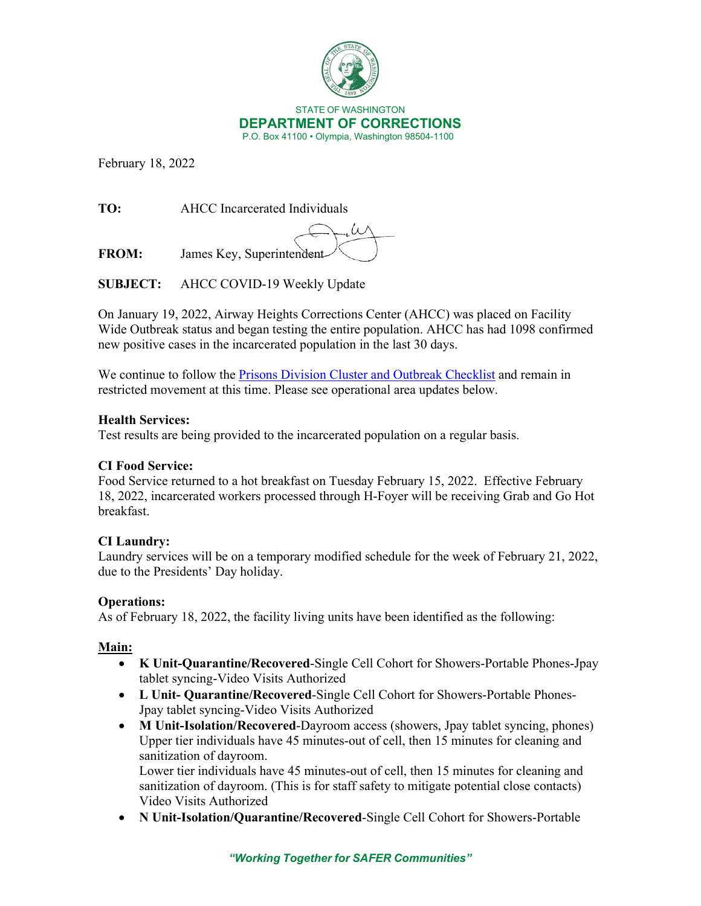STATE OF WASHINGTON
**DEPARTMENT OF CORRECTIONS**
P.O. Box 41100 • Olympia, Washington 98504-1100

February 18, 2022

**TO:** AHCC Incarcerated Individuals

**FROM:** James Key, Superintendent

**SUBJECT:** AHCC COVID-19 Weekly Update

On January 19, 2022, Airway Heights Corrections Center (AHCC) was placed on Facility Wide Outbreak status and began testing the entire population. AHCC has had 1098 confirmed new positive cases in the incarcerated population in the last 30 days.

We continue to follow the Prisons Division Cluster and Outbreak Checklist and remain in restricted movement at this time. Please see operational area updates below.

**Health Services:**
Test results are being provided to the incarcerated population on a regular basis.

**CI Food Service:**
Food Service returned to a hot breakfast on Tuesday February 15, 2022. Effective February 18, 2022, incarcerated workers processed through H-Foyer will be receiving Grab and Go Hot breakfast.

**CI Laundry:**
Laundry services will be on a temporary modified schedule for the week of February 21, 2022, due to the Presidents' Day holiday.

**Operations:**
As of February 18, 2022, the facility living units have been identified as the following:

**Main:**

- **K Unit-Quarantine/Recovered**-Single Cell Cohort for Showers-Portable Phones-Jpay tablet syncing-Video Visits Authorized
- **L Unit- Quarantine/Recovered**-Single Cell Cohort for Showers-Portable Phones-Jpay tablet syncing-Video Visits Authorized
- **M Unit-Isolation/Recovered**-Dayroom access (showers, Jpay tablet syncing, phones) Upper tier individuals have 45 minutes-out of cell, then 15 minutes for cleaning and sanitization of dayroom.
  Lower tier individuals have 45 minutes-out of cell, then 15 minutes for cleaning and sanitization of dayroom. (This is for staff safety to mitigate potential close contacts) Video Visits Authorized
- **N Unit-Isolation/Quarantine/Recovered**-Single Cell Cohort for Showers-Portable

*"Working Together for SAFER Communities"*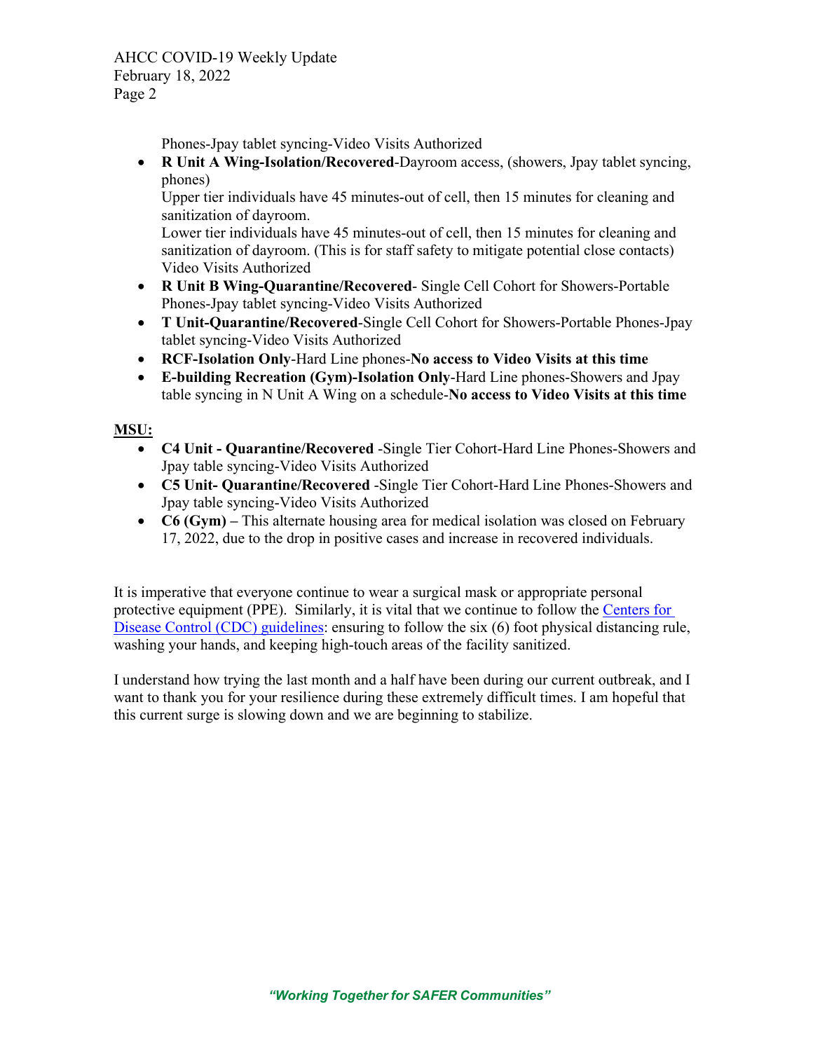Phones-Jpay tablet syncing-Video Visits Authorized

- **R Unit A Wing-Isolation/Recovered**-Dayroom access, (showers, Jpay tablet syncing, phones)
  Upper tier individuals have 45 minutes-out of cell, then 15 minutes for cleaning and sanitization of dayroom.
  Lower tier individuals have 45 minutes-out of cell, then 15 minutes for cleaning and sanitization of dayroom. (This is for staff safety to mitigate potential close contacts)
  Video Visits Authorized
- **R Unit B Wing-Quarantine/Recovered**- Single Cell Cohort for Showers-Portable Phones-Jpay tablet syncing-Video Visits Authorized
- **T Unit-Quarantine/Recovered**-Single Cell Cohort for Showers-Portable Phones-Jpay tablet syncing-Video Visits Authorized
- **RCF-Isolation Only**-Hard Line phones-**No access to Video Visits at this time**
- **E-building Recreation (Gym)-Isolation Only**-Hard Line phones-Showers and Jpay table syncing in N Unit A Wing on a schedule-**No access to Video Visits at this time**

**MSU:**

- **C4 Unit - Quarantine/Recovered** -Single Tier Cohort-Hard Line Phones-Showers and Jpay table syncing-Video Visits Authorized
- **C5 Unit- Quarantine/Recovered** -Single Tier Cohort-Hard Line Phones-Showers and Jpay table syncing-Video Visits Authorized
- **C6 (Gym) –** This alternate housing area for medical isolation was closed on February 17, 2022, due to the drop in positive cases and increase in recovered individuals.

It is imperative that everyone continue to wear a surgical mask or appropriate personal protective equipment (PPE). Similarly, it is vital that we continue to follow the Centers for Disease Control (CDC) guidelines: ensuring to follow the six (6) foot physical distancing rule, washing your hands, and keeping high-touch areas of the facility sanitized.

I understand how trying the last month and a half have been during our current outbreak, and I want to thank you for your resilience during these extremely difficult times. I am hopeful that this current surge is slowing down and we are beginning to stabilize.

*"Working Together for SAFER Communities"*